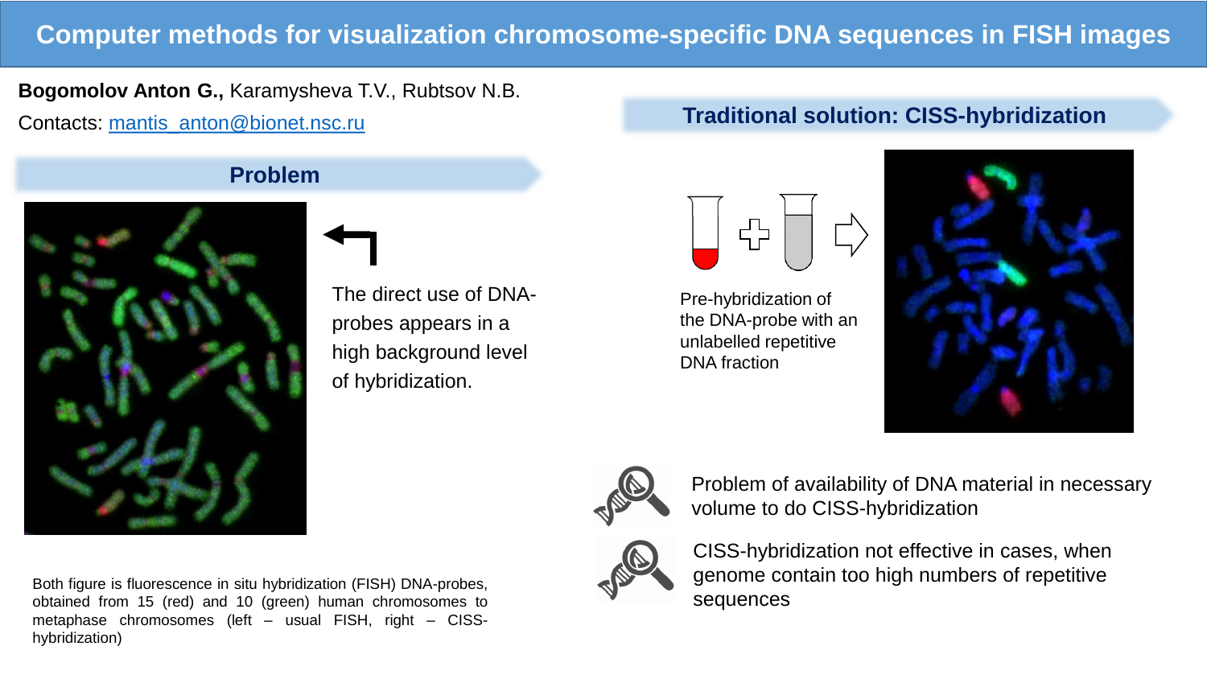# Computer methods for visualization chromosome-specific DNA sequences in FISH images

**Bogomolov Anton G.,** Karamysheva T.V., Rubtsov N.B.

Contacts: mantis_anton@bionet.nsc.ru

## Problem

The direct use of DNA-probes appears in a high background level of hybridization.

Both figure is fluorescence in situ hybridization (FISH) DNA-probes, obtained from 15 (red) and 10 (green) human chromosomes to metaphase chromosomes (left – usual FISH, right – CISS-hybridization)

## Traditional solution: CISS-hybridization

Pre-hybridization of the DNA-probe with an unlabelled repetitive DNA fraction

- Problem of availability of DNA material in necessary volume to do CISS-hybridization
- CISS-hybridization not effective in cases, when genome contain too high numbers of repetitive sequences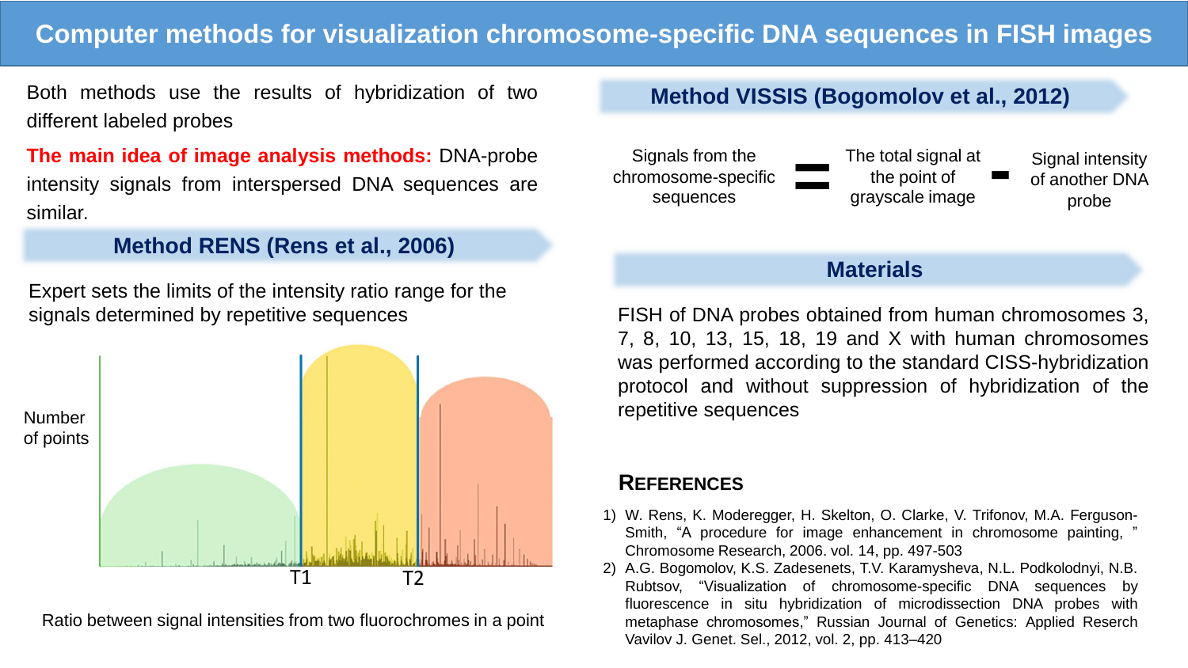# Computer methods for visualization chromosome-specific DNA sequences in FISH images

Both methods use the results of hybridization of two different labeled probes

**The main idea of image analysis methods:** DNA-probe intensity signals from interspersed DNA sequences are similar.

## Method RENS (Rens et al., 2006)

Expert sets the limits of the intensity ratio range for the signals determined by repetitive sequences

Number of points

T1 T2

Ratio between signal intensities from two fluorochromes in a point

## Method VISSIS (Bogomolov et al., 2012)

Signals from the chromosome-specific sequences = The total signal at the point of grayscale image - Signal intensity of another DNA probe

## Materials

FISH of DNA probes obtained from human chromosomes 3, 7, 8, 10, 13, 15, 18, 19 and X with human chromosomes was performed according to the standard CISS-hybridization protocol and without suppression of hybridization of the repetitive sequences

## References

1) W. Rens, K. Moderegger, H. Skelton, O. Clarke, V. Trifonov, M.A. Ferguson-Smith, "A procedure for image enhancement in chromosome painting, " Chromosome Research, 2006. vol. 14, pp. 497-503
2) A.G. Bogomolov, K.S. Zadesenets, T.V. Karamysheva, N.L. Podkolodnyi, N.B. Rubtsov, "Visualization of chromosome-specific DNA sequences by fluorescence in situ hybridization of microdissection DNA probes with metaphase chromosomes," Russian Journal of Genetics: Applied Reserch Vavilov J. Genet. Sel., 2012, vol. 2, pp. 413–420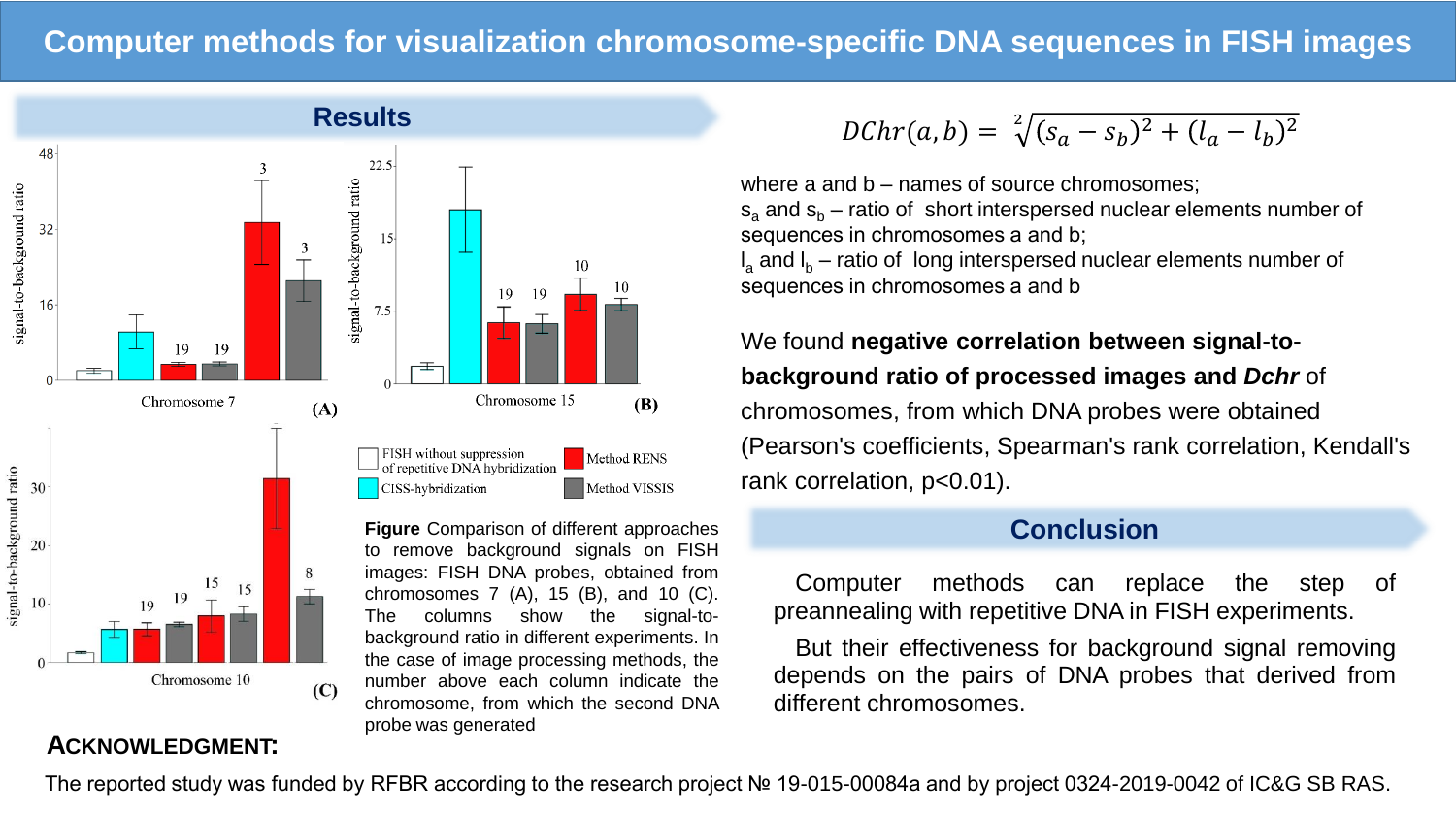# Computer methods for visualization chromosome-specific DNA sequences in FISH images

## Results

signal-to-background ratio

48
32
16
0

3
3
19
19

Chromosome 7

(A)

22.5
15
7.5
0

10
10
19
19

Chromosome 15

(B)

30
20
10
0

8
15
15
19
19

Chromosome 10

(C)

FISH without suppression of repetitive DNA hybridization

CISS-hybridization

Method RENS

Method VISSIS

**Figure** Comparison of different approaches to remove background signals on FISH images: FISH DNA probes, obtained from chromosomes 7 (A), 15 (B), and 10 (C). The columns show the signal-to-background ratio in different experiments. In the case of image processing methods, the number above each column indicate the chromosome, from which the second DNA probe was generated

$$DChr(a,b) = \sqrt[2]{(s_a - s_b)^2 + (l_a - l_b)^2}$$

where a and b – names of source chromosomes;
$s_a$ and $s_b$ – ratio of short interspersed nuclear elements number of sequences in chromosomes a and b;
$l_a$ and $l_b$ – ratio of long interspersed nuclear elements number of sequences in chromosomes a and b

We found **negative correlation between signal-to-background ratio of processed images and *Dchr*** of chromosomes, from which DNA probes were obtained (Pearson's coefficients, Spearman's rank correlation, Kendall's rank correlation, $p<0.01$).

## Conclusion

Computer methods can replace the step of preannealing with repetitive DNA in FISH experiments.

But their effectiveness for background signal removing depends on the pairs of DNA probes that derived from different chromosomes.

**ACKNOWLEDGMENT:**

The reported study was funded by RFBR according to the research project № 19-015-00084a and by project 0324-2019-0042 of IC&G SB RAS.